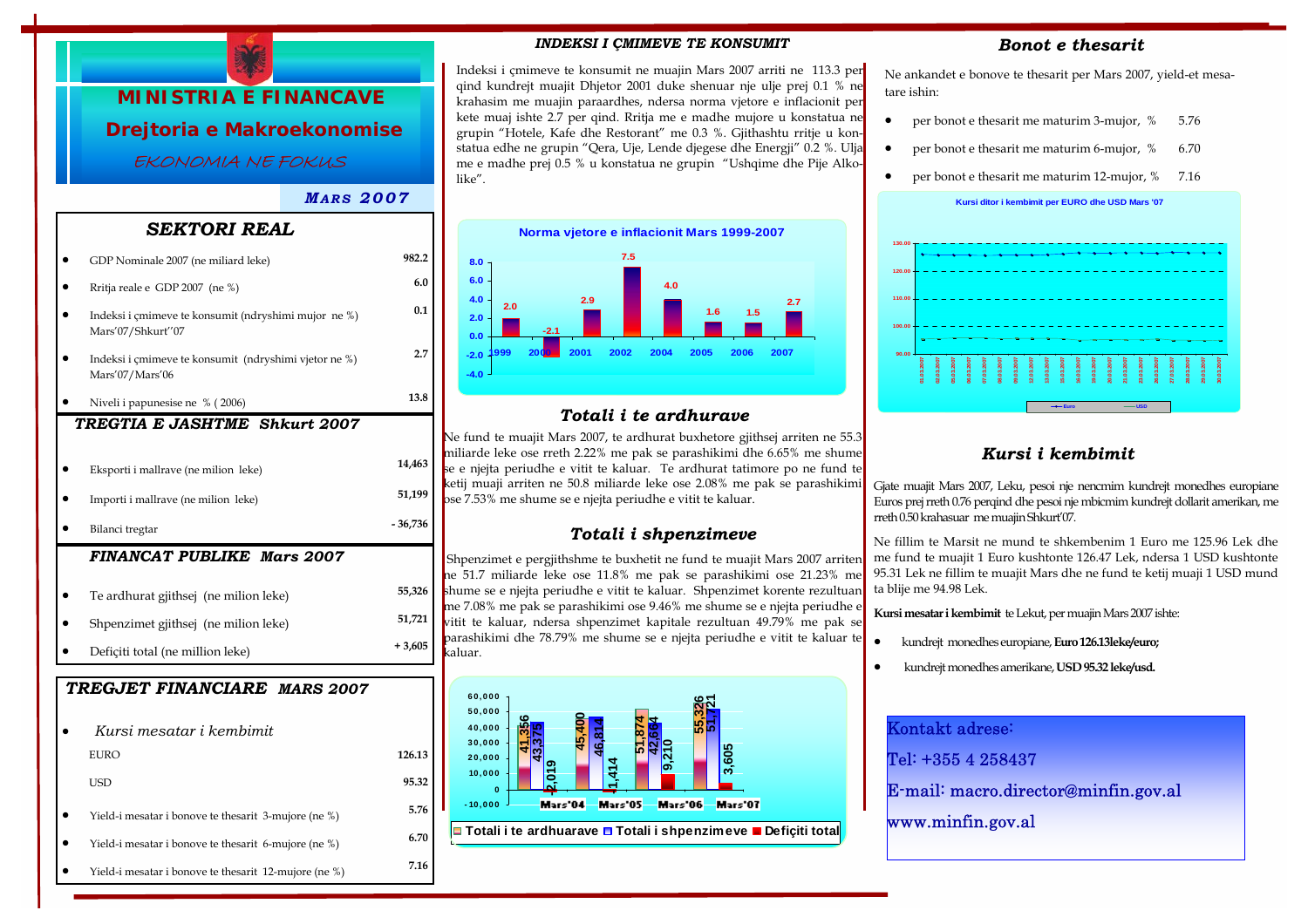# MINISTRIA E FINANCAVE

## Drejtoria e Makroekonomise

*EKONOMIA NE FOKUS*

***MARS 2007***

## SEKTORI REAL

| | |
|---|---|
| GDP Nominale 2007 (ne miliard leke) | 982.2 |
| Rritja reale e GDP 2007 (ne %) | 6.0 |
| Indeksi i çmimeve te konsumit (ndryshimi mujor ne %) Mars'07/Shkurt''07 | 0.1 |
| Indeksi i çmimeve te konsumit (ndryshimi vjetor ne %) Mars'07/Mars'06 | 2.7 |
| Niveli i papunesise ne % ( 2006) | 13.8 |

### TREGTIA E JASHTME Shkurt 2007

| | |
|---|---|
| Eksporti i mallrave (ne milion leke) | 14,463 |
| Importi i mallrave (ne milion leke) | 51,199 |
| Bilanci tregtar | - 36,736 |

### FINANCAT PUBLIKE Mars 2007

| | |
|---|---|
| Te ardhurat gjithsej (ne milion leke) | 55,326 |
| Shpenzimet gjithsej (ne milion leke) | 51,721 |
| Defiçiti total (ne million leke) | + 3,605 |

### TREGJET FINANCIARE MARS 2007

| | |
|---|---|
| *Kursi mesatar i kembimit* | |
| EURO | 126.13 |
| USD | 95.32 |
| Yield-i mesatar i bonove te thesarit 3-mujore (ne %) | 5.76 |
| Yield-i mesatar i bonove te thesarit 6-mujore (ne %) | 6.70 |
| Yield-i mesatar i bonove te thesarit 12-mujore (ne %) | 7.16 |

## INDEKSI I ÇMIMEVE TE KONSUMIT

Indeksi i çmimeve te konsumit ne muajin Mars 2007 arriti ne 113.3 per qind kundrejt muajit Dhjetor 2001 duke shenuar nje ulje prej 0.1 % ne krahasim me muajin paraardhes, ndersa norma vjetore e inflacionit per kete muaj ishte 2.7 per qind. Rritja me e madhe mujore u konstatua ne grupin "Hotele, Kafe dhe Restorant" me 0.3 %. Gjithashtu rritje u konstatua edhe ne grupin "Qera, Uje, Lende djegese dhe Energji" 0.2 %. Ulja me e madhe prej 0.5 % u konstatua ne grupin "Ushqime dhe Pije Alkolike".

**Norma vjetore e inflacionit Mars 1999-2007**

| 1999 | 2000 | 2001 | 2002 | 2004 | 2005 | 2006 | 2007 |
|---|---|---|---|---|---|---|---|
| 2.0 | -2.1 | 2.9 | 7.5 | 4.0 | 1.6 | 1.5 | 2.7 |

## Totali i te ardhurave

Ne fund te muajit Mars 2007, te ardhurat buxhetore gjithsej arriten ne 55.3 miliarde leke ose rreth 2.22% me pak se parashikimi dhe 6.65% me shume se e njejta periudhe e vitit te kaluar. Te ardhurat tatimore po ne fund te ketij muaji arriten ne 50.8 miliarde leke ose 2.08% me pak se parashikimi ose 7.53% me shume se e njejta periudhe e vitit te kaluar.

## Totali i shpenzimeve

Shpenzimet e pergjithshme te buxhetit ne fund te muajit Mars 2007 arriten ne 51.7 miliarde leke ose 11.8% me pak se parashikimi ose 21.23% me shume se e njejta periudhe e vitit te kaluar. Shpenzimet korente rezultuan me 7.08% me pak se parashikimi ose 9.46% me shume se e njejta periudhe e vitit te kaluar, ndersa shpenzimet kapitale rezultuan 49.79% me pak se parashikimi dhe 78.79% me shume se e njejta periudhe e vitit te kaluar.

| | Mars'04 | Mars'05 | Mars'06 | Mars'07 |
|---|---|---|---|---|
| Totali i te ardhurave | 41,356 | 45,400 | 51,874 | 55,326 |
| Totali i shpenzimeve | 43,375 | 46,814 | 42,664 | 51,721 |
| Defiçiti total | -2,019 | -1,414 | 9,210 | 3,605 |

## Bonot e thesarit

Ne ankandet e bonove te thesarit per Mars 2007, yield-et mesatare ishin:

- per bonot e thesarit me maturim 3-mujor, % 5.76
- per bonot e thesarit me maturim 6-mujor, % 6.70
- per bonot e thesarit me maturim 12-mujor, % 7.16

**Kursi ditor i kembimit per EURO dhe USD Mars '07**

## Kursi i kembimit

Gjate muajit Mars 2007, Leku, pesoi nje nencmim kundrejt monedhes europiane Euros prej rreth 0.76 perqind dhe pesoi nje mbicmim kundrejt dollarit amerikan, me rreth 0.50 krahasuar me muajin Shkurt'07.

Ne fillim te Marsit ne mund te shkembenim 1 Euro me 125.96 Lek dhe me fund te muajit 1 Euro kushtonte 126.47 Lek, ndersa 1 USD kushtonte 95.31 Lek ne fillim te muajit Mars dhe ne fund te ketij muaji 1 USD mund ta blije me 94.98 Lek.

**Kursi mesatar i kembimit** te Lekut, per muajin Mars 2007 ishte:

- kundrejt monedhes europiane, **Euro 126.13leke/euro;**
- kundrejt monedhes amerikane, **USD 95.32 leke/usd.**

Kontakt adrese:

Tel: +355 4 258437

E-mail: macro.director@minfin.gov.al

www.minfin.gov.al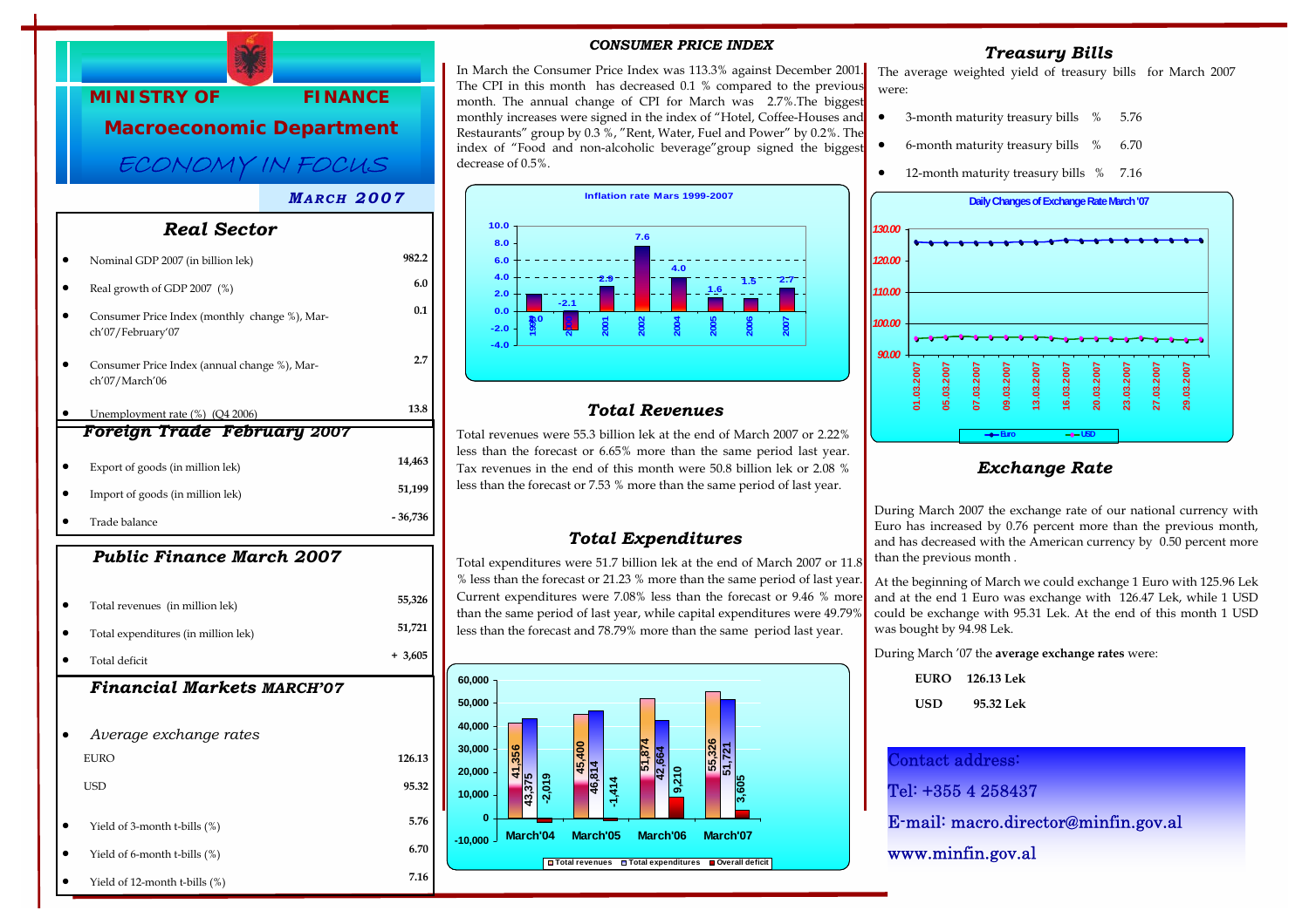# MINISTRY OF FINANCE

## Macroeconomic Department

## ECONOMY IN FOCUS

### MARCH 2007

### Real Sector

| | |
|---|---|
| Nominal GDP 2007 (in billion lek) | 982.2 |
| Real growth of GDP 2007 (%) | 6.0 |
| Consumer Price Index (monthly change %), March'07/February'07 | 0.1 |
| Consumer Price Index (annual change %), March'07/March'06 | 2.7 |
| Unemployment rate (%) (Q4 2006) | 13.8 |

### Foreign Trade February 2007

| | |
|---|---|
| Export of goods (in million lek) | 14,463 |
| Import of goods (in million lek) | 51,199 |
| Trade balance | - 36,736 |

### Public Finance March 2007

| | |
|---|---|
| Total revenues (in million lek) | 55,326 |
| Total expenditures (in million lek) | 51,721 |
| Total deficit | + 3,605 |

### Financial Markets MARCH'07

| | |
|---|---|
| *Average exchange rates* | |
| EURO | 126.13 |
| USD | 95.32 |
| Yield of 3-month t-bills (%) | 5.76 |
| Yield of 6-month t-bills (%) | 6.70 |
| Yield of 12-month t-bills (%) | 7.16 |

### CONSUMER PRICE INDEX

In March the Consumer Price Index was 113.3% against December 2001. The CPI in this month has decreased 0.1 % compared to the previous month. The annual change of CPI for March was 2.7%.The biggest monthly increases were signed in the index of "Hotel, Coffee-Houses and Restaurants" group by 0.3 %, "Rent, Water, Fuel and Power" by 0.2%. The index of "Food and non-alcoholic beverage"group signed the biggest decrease of 0.5%.

Inflation rate Mars 1999-2007

10.0
8.0
6.0
4.0
2.0
0.0
-2.0
-4.0

1999 2.0
2000 -2.1
2001 2.9
2002 7.6
2004 4.0
2005 1.6
2006 1.5
2007 2.7

### Total Revenues

Total revenues were 55.3 billion lek at the end of March 2007 or 2.22% less than the forecast or 6.65% more than the same period last year. Tax revenues in the end of this month were 50.8 billion lek or 2.08 % less than the forecast or 7.53 % more than the same period of last year.

### Total Expenditures

Total expenditures were 51.7 billion lek at the end of March 2007 or 11.8 % less than the forecast or 21.23 % more than the same period of last year. Current expenditures were 7.08% less than the forecast or 9.46 % more than the same period of last year, while capital expenditures were 49.79% less than the forecast and 78.79% more than the same period last year.

60,000
50,000
40,000
30,000
20,000
10,000
0
-10,000

March'04: 41,356 43,375 -2,019
March'05: 45,400 46,814 -1,414
March'06: 51,874 42,664 9,210
March'07: 55,326 51,721 3,605

Total revenues | Total expenditures | Overall deficit

### Treasury Bills

The average weighted yield of treasury bills for March 2007 were:

- 3-month maturity treasury bills % 5.76
- 6-month maturity treasury bills % 6.70
- 12-month maturity treasury bills % 7.16

Daily Changes of Exchange Rate March '07

130.00
120.00
110.00
100.00
90.00

01.03.2007 05.03.2007 07.03.2007 09.03.2007 13.03.2007 16.03.2007 20.03.2007 23.03.2007 27.03.2007 29.03.2007

Euro | USD

### Exchange Rate

During March 2007 the exchange rate of our national currency with Euro has increased by 0.76 percent more than the previous month, and has decreased with the American currency by 0.50 percent more than the previous month .

At the beginning of March we could exchange 1 Euro with 125.96 Lek and at the end 1 Euro was exchange with 126.47 Lek, while 1 USD could be exchange with 95.31 Lek. At the end of this month 1 USD was bought by 94.98 Lek.

During March '07 the **average exchange rates** were:

**EURO 126.13 Lek**

**USD 95.32 Lek**

Contact address:

Tel: +355 4 258437

E-mail: macro.director@minfin.gov.al

www.minfin.gov.al